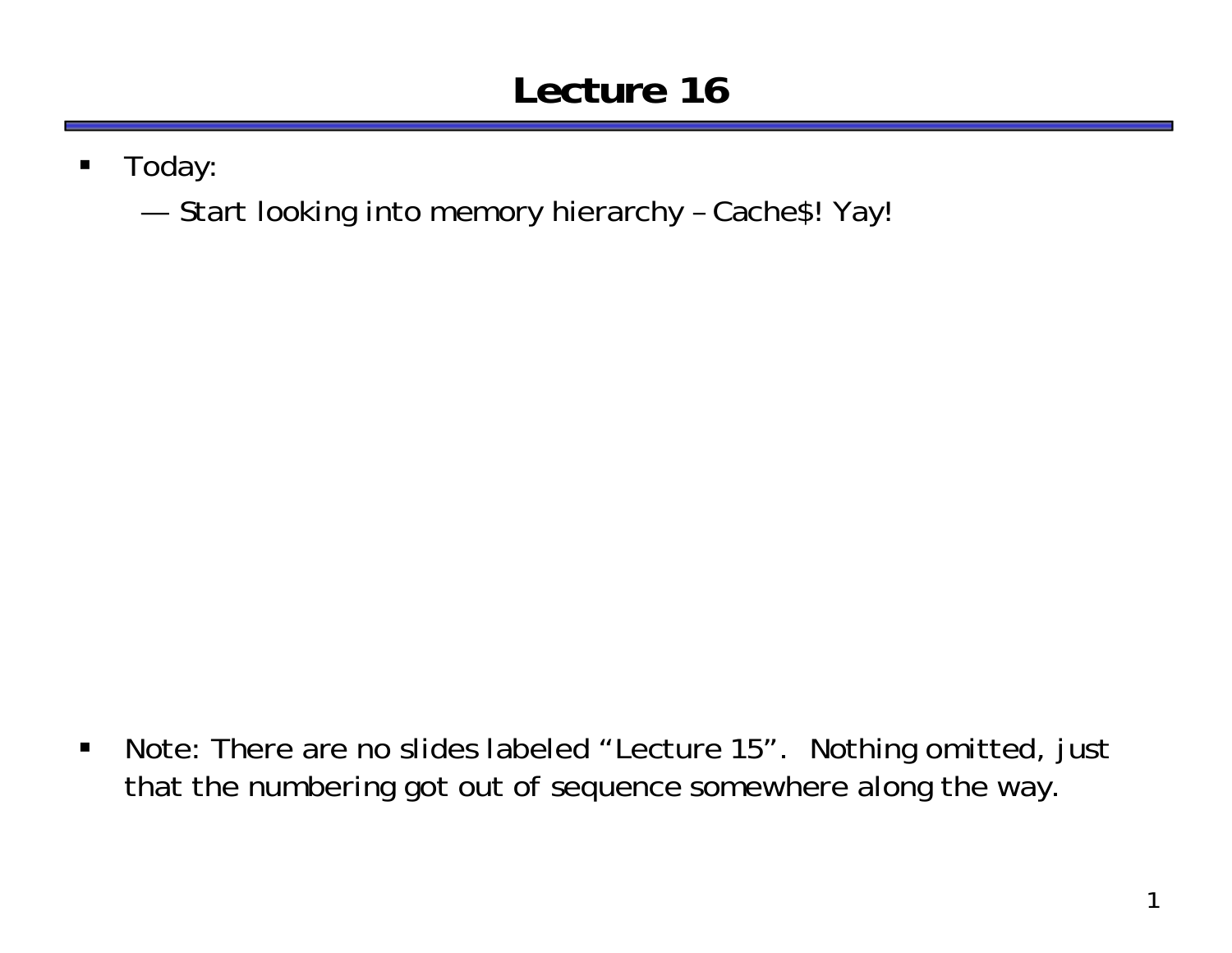# Lecture 16

- Today:
  - Start looking into memory hierarchy – Cache$! Yay!

- Note: There are no slides labeled "Lecture 15". Nothing omitted, just that the numbering got out of sequence somewhere along the way.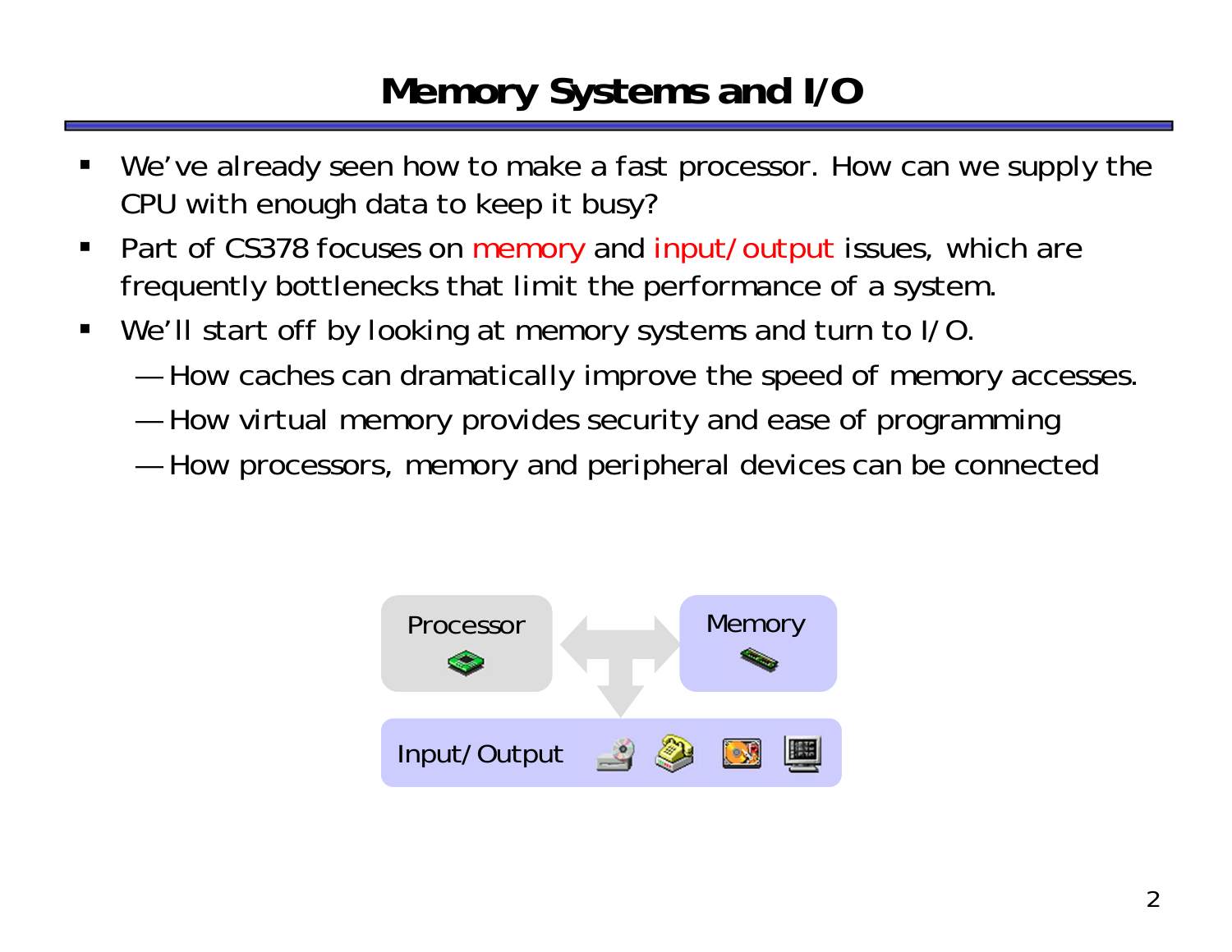# Memory Systems and I/O

- We've already seen how to make a fast processor. How can we supply the CPU with enough data to keep it busy?
- Part of CS378 focuses on memory and input/output issues, which are frequently bottlenecks that limit the performance of a system.
- We'll start off by looking at memory systems and turn to I/O.
  - How caches can dramatically improve the speed of memory accesses.
  - How virtual memory provides security and ease of programming
  - How processors, memory and peripheral devices can be connected

Processor

Memory

Input/Output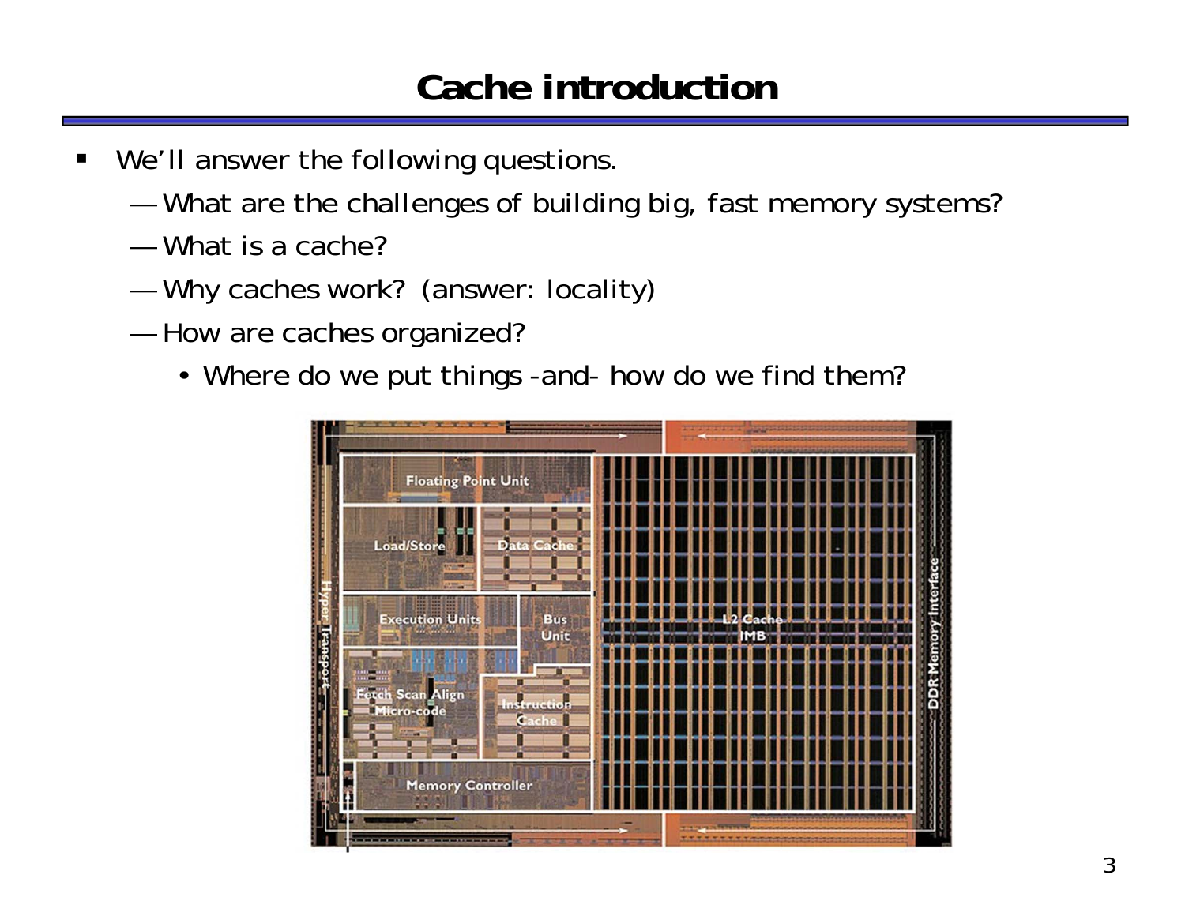# Cache introduction

- We'll answer the following questions.
  - What are the challenges of building big, fast memory systems?
  - What is a cache?
  - Why caches work? (answer: locality)
  - How are caches organized?
    - Where do we put things -and- how do we find them?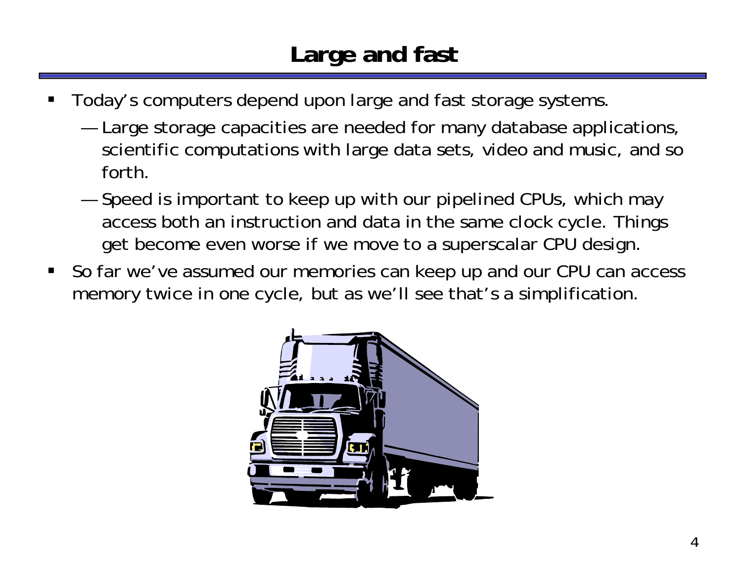# Large and fast

- Today's computers depend upon large and fast storage systems.
  - Large storage capacities are needed for many database applications, scientific computations with large data sets, video and music, and so forth.
  - Speed is important to keep up with our pipelined CPUs, which may access both an instruction and data in the same clock cycle. Things get become even worse if we move to a superscalar CPU design.
- So far we've assumed our memories can keep up and our CPU can access memory twice in one cycle, but as we'll see that's a simplification.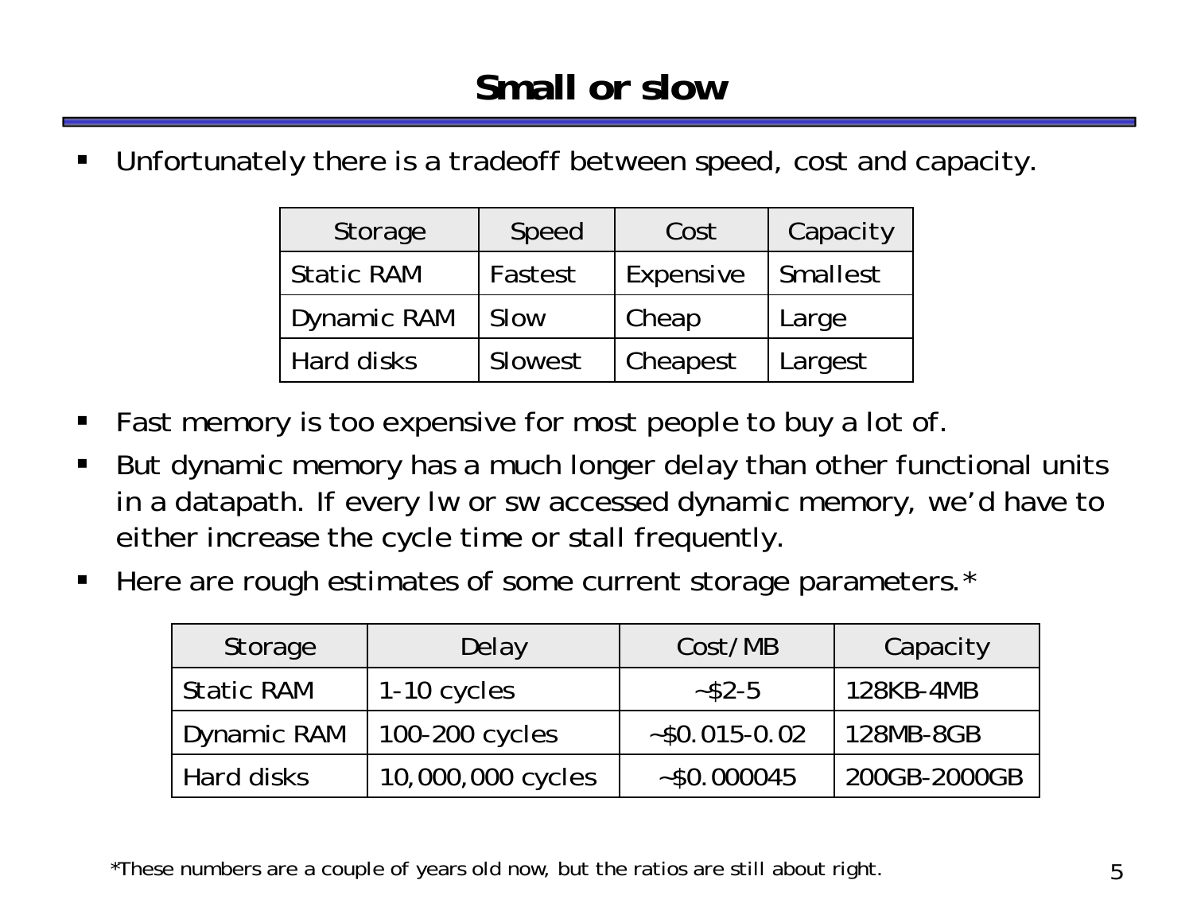# Small or slow

- Unfortunately there is a tradeoff between speed, cost and capacity.

| Storage | Speed | Cost | Capacity |
|---|---|---|---|
| Static RAM | Fastest | Expensive | Smallest |
| Dynamic RAM | Slow | Cheap | Large |
| Hard disks | Slowest | Cheapest | Largest |

- Fast memory is too expensive for most people to buy a lot of.
- But dynamic memory has a much longer delay than other functional units in a datapath. If every lw or sw accessed dynamic memory, we'd have to either increase the cycle time or stall frequently.
- Here are rough estimates of some current storage parameters.*

| Storage | Delay | Cost/MB | Capacity |
|---|---|---|---|
| Static RAM | 1-10 cycles | ~$2-5 | 128KB-4MB |
| Dynamic RAM | 100-200 cycles | ~$0.015-0.02 | 128MB-8GB |
| Hard disks | 10,000,000 cycles | ~$0.000045 | 200GB-2000GB |

*These numbers are a couple of years old now, but the ratios are still about right.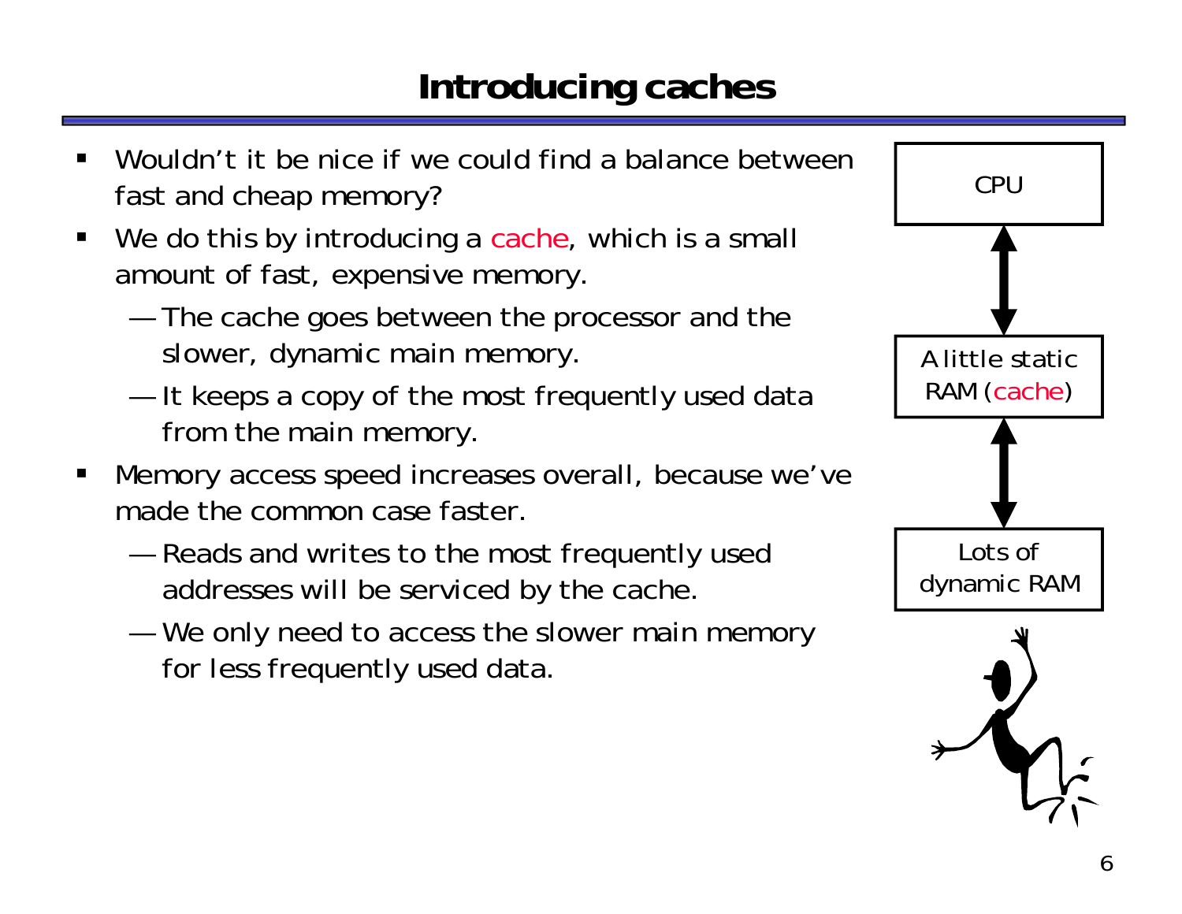# Introducing caches

- Wouldn't it be nice if we could find a balance between fast and cheap memory?
- We do this by introducing a cache, which is a small amount of fast, expensive memory.
  - The cache goes between the processor and the slower, dynamic main memory.
  - It keeps a copy of the most frequently used data from the main memory.
- Memory access speed increases overall, because we've made the common case faster.
  - Reads and writes to the most frequently used addresses will be serviced by the cache.
  - We only need to access the slower main memory for less frequently used data.

CPU

A little static RAM (cache)

Lots of dynamic RAM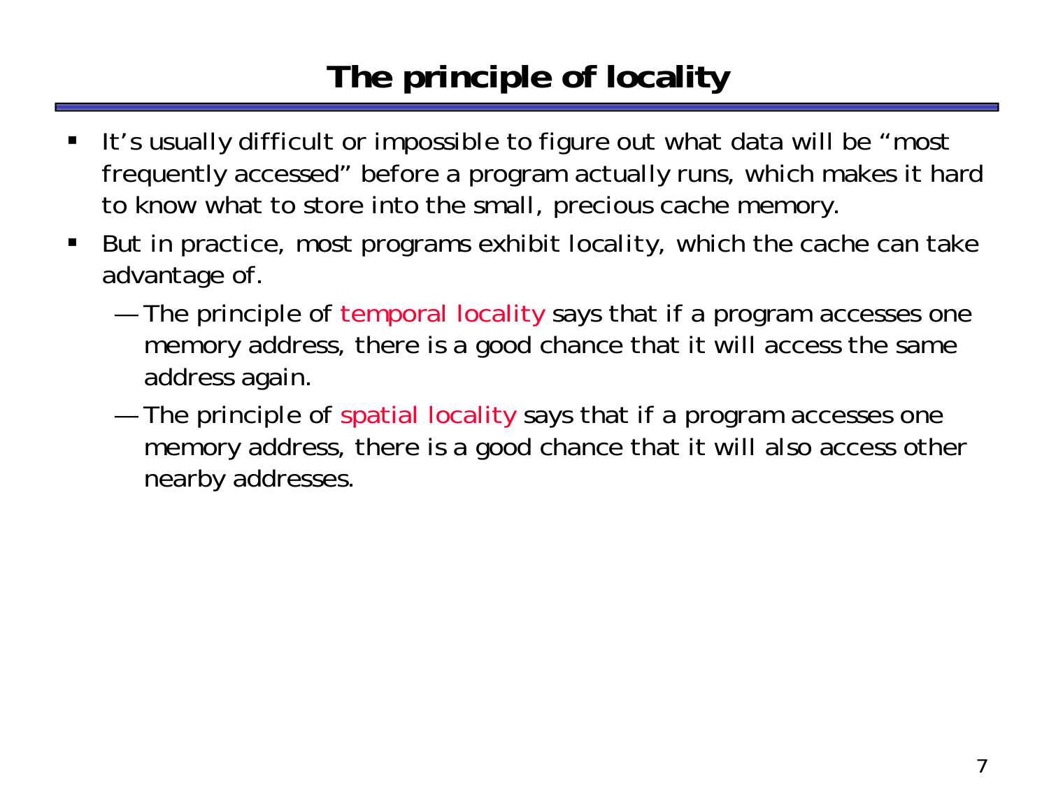# The principle of locality

- It's usually difficult or impossible to figure out what data will be "most frequently accessed" before a program actually runs, which makes it hard to know what to store into the small, precious cache memory.
- But in practice, most programs exhibit locality, which the cache can take advantage of.
  - The principle of temporal locality says that if a program accesses one memory address, there is a good chance that it will access the same address again.
  - The principle of spatial locality says that if a program accesses one memory address, there is a good chance that it will also access other nearby addresses.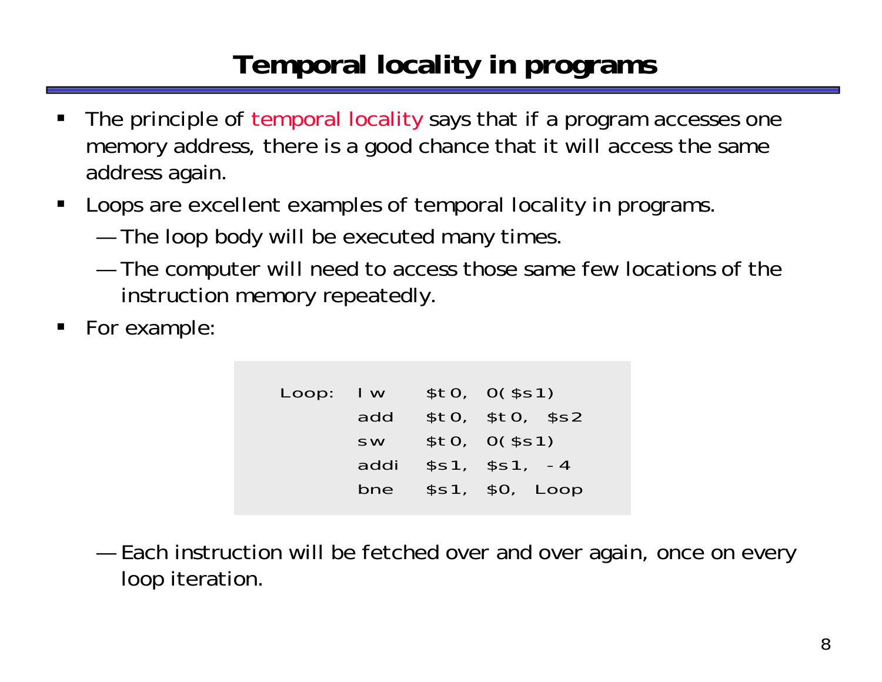# Temporal locality in programs

- The principle of temporal locality says that if a program accesses one memory address, there is a good chance that it will access the same address again.
- Loops are excellent examples of temporal locality in programs.
  - The loop body will be executed many times.
  - The computer will need to access those same few locations of the instruction memory repeatedly.
- For example:

```
Loop:  lw    $t0, 0($s1)
       add   $t0, $t0, $s2
       sw    $t0, 0($s1)
       addi  $s1, $s1, -4
       bne   $s1, $0, Loop
```

  - Each instruction will be fetched over and over again, once on every loop iteration.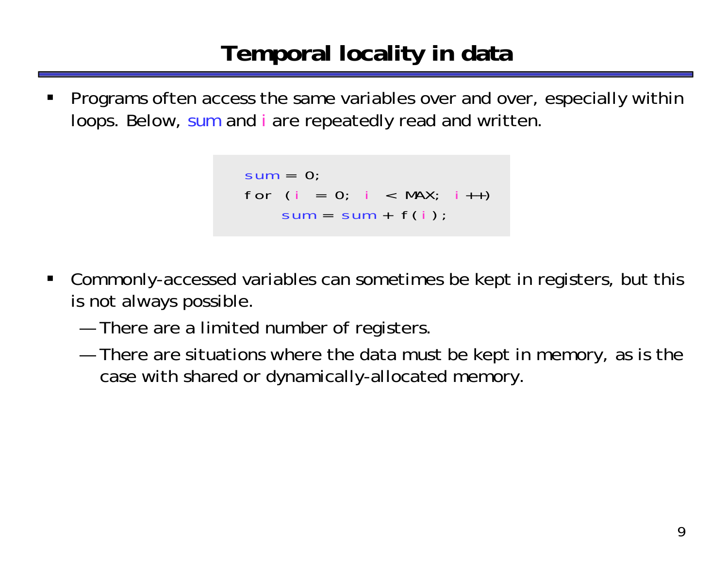# Temporal locality in data

- Programs often access the same variables over and over, especially within loops. Below, sum and i are repeatedly read and written.

```
sum = 0;
for (i = 0; i < MAX; i++)
    sum = sum + f(i);
```

- Commonly-accessed variables can sometimes be kept in registers, but this is not always possible.
  - — There are a limited number of registers.
  - — There are situations where the data must be kept in memory, as is the case with shared or dynamically-allocated memory.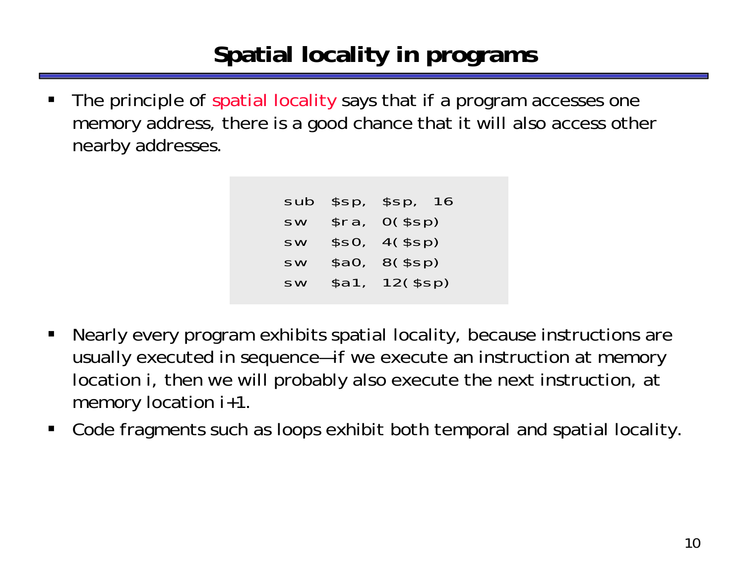# Spatial locality in programs

- The principle of spatial locality says that if a program accesses one memory address, there is a good chance that it will also access other nearby addresses.

```
sub  $sp, $sp, 16
sw   $ra, 0($sp)
sw   $s0, 4($sp)
sw   $a0, 8($sp)
sw   $a1, 12($sp)
```

- Nearly every program exhibits spatial locality, because instructions are usually executed in sequence—if we execute an instruction at memory location i, then we will probably also execute the next instruction, at memory location i+1.
- Code fragments such as loops exhibit both temporal and spatial locality.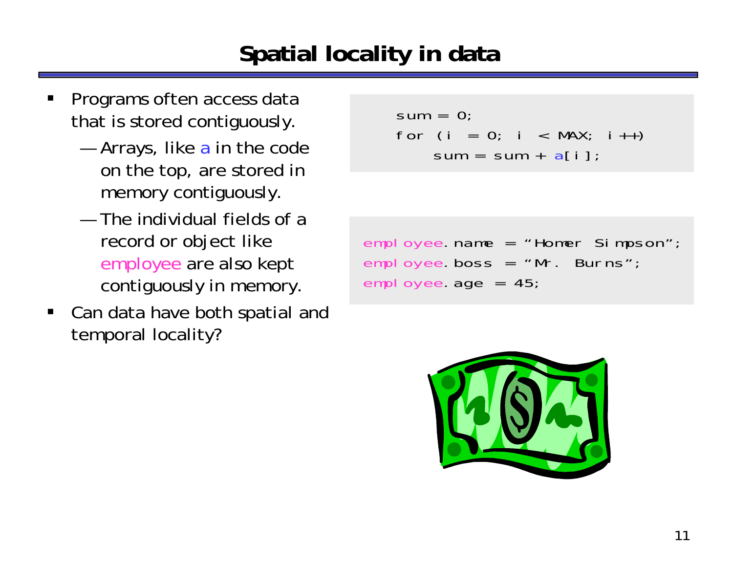# Spatial locality in data

- Programs often access data that is stored contiguously.
  - Arrays, like a in the code on the top, are stored in memory contiguously.
  - The individual fields of a record or object like employee are also kept contiguously in memory.
- Can data have both spatial and temporal locality?

```
sum = 0;
for (i = 0; i < MAX; i++)
    sum = sum + a[i];
```

```
employee.name = "Homer Simpson";
employee.boss = "Mr. Burns";
employee.age = 45;
```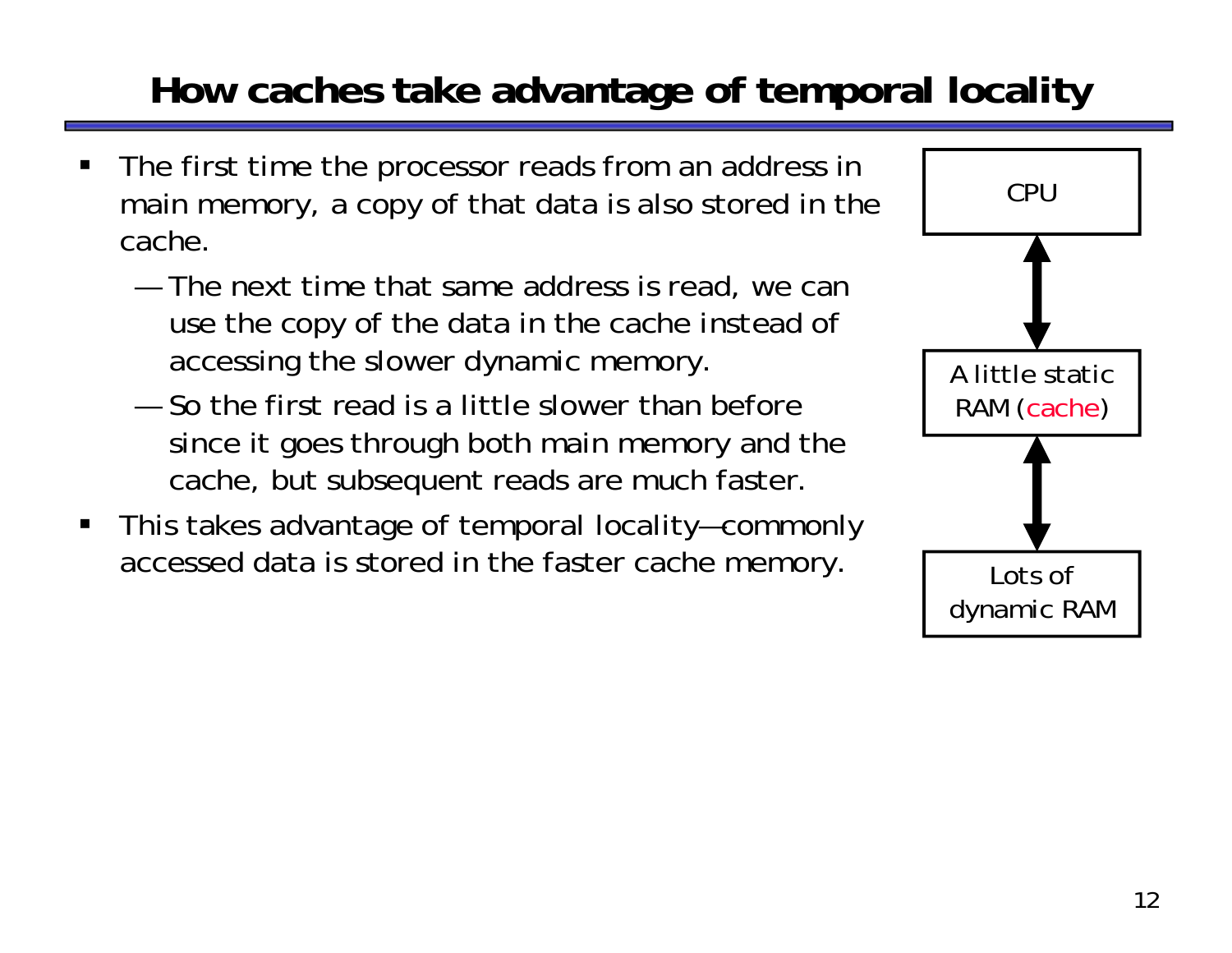# How caches take advantage of temporal locality

- The first time the processor reads from an address in main memory, a copy of that data is also stored in the cache.
  - The next time that same address is read, we can use the copy of the data in the cache instead of accessing the slower dynamic memory.
  - So the first read is a little slower than before since it goes through both main memory and the cache, but subsequent reads are much faster.
- This takes advantage of temporal locality—commonly accessed data is stored in the faster cache memory.

CPU

A little static RAM (cache)

Lots of dynamic RAM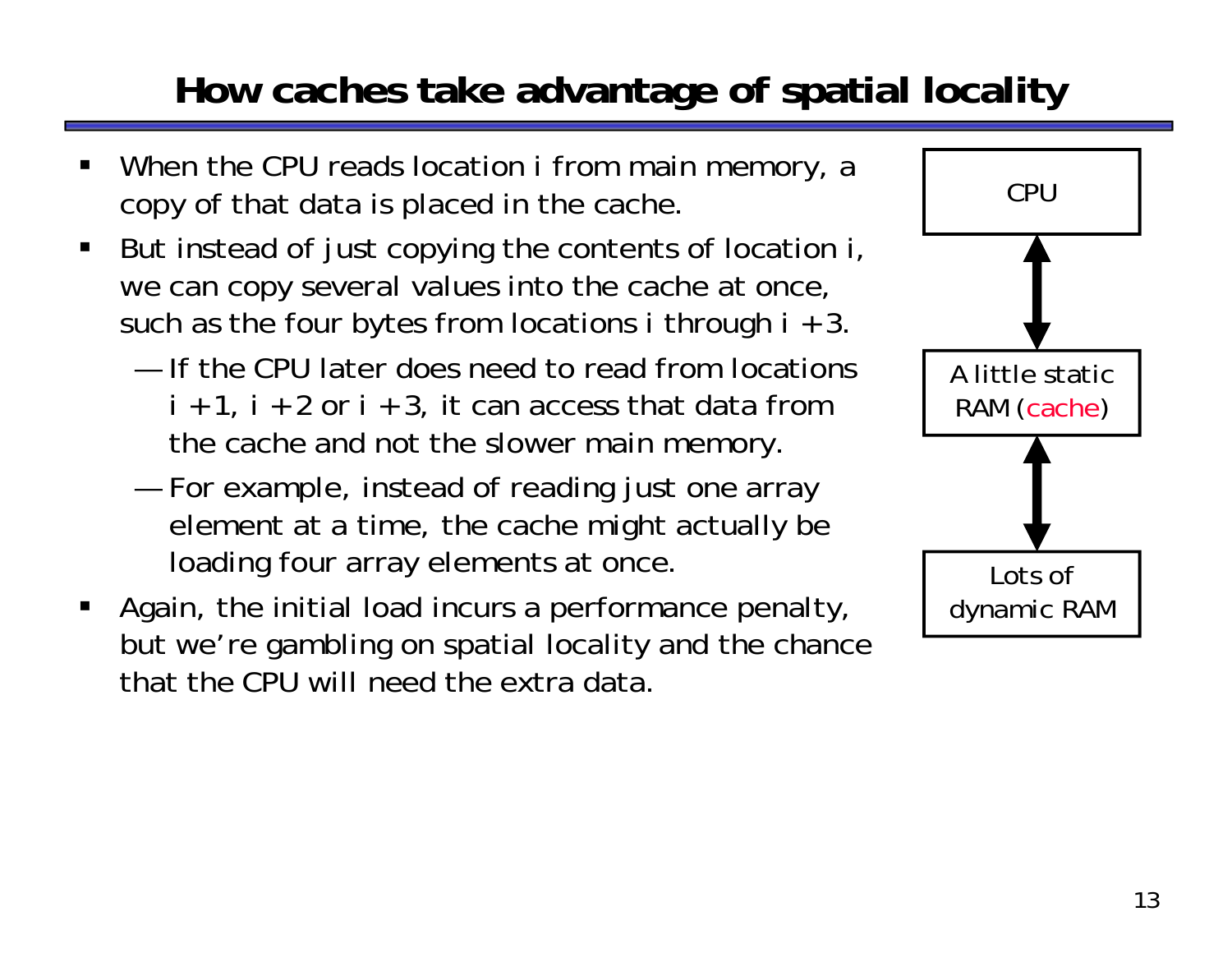# How caches take advantage of spatial locality

- When the CPU reads location i from main memory, a copy of that data is placed in the cache.
- But instead of just copying the contents of location i, we can copy several values into the cache at once, such as the four bytes from locations i through i + 3.
  - If the CPU later does need to read from locations i + 1, i + 2 or i + 3, it can access that data from the cache and not the slower main memory.
  - For example, instead of reading just one array element at a time, the cache might actually be loading four array elements at once.
- Again, the initial load incurs a performance penalty, but we're gambling on spatial locality and the chance that the CPU will need the extra data.

CPU

A little static RAM (cache)

Lots of dynamic RAM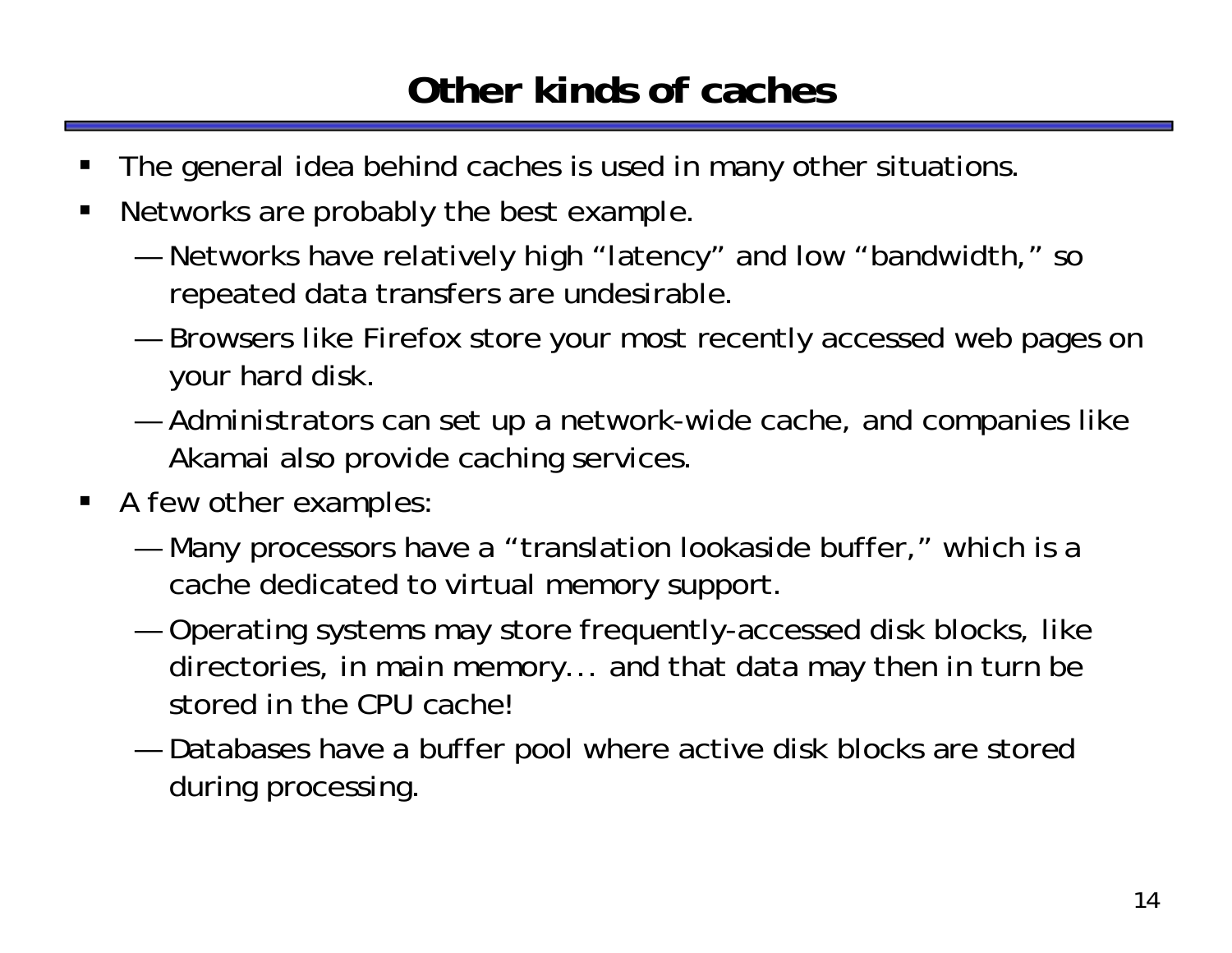# Other kinds of caches

- The general idea behind caches is used in many other situations.
- Networks are probably the best example.
  - Networks have relatively high "latency" and low "bandwidth," so repeated data transfers are undesirable.
  - Browsers like Firefox store your most recently accessed web pages on your hard disk.
  - Administrators can set up a network-wide cache, and companies like Akamai also provide caching services.
- A few other examples:
  - Many processors have a "translation lookaside buffer," which is a cache dedicated to virtual memory support.
  - Operating systems may store frequently-accessed disk blocks, like directories, in main memory... and that data may then in turn be stored in the CPU cache!
  - Databases have a buffer pool where active disk blocks are stored during processing.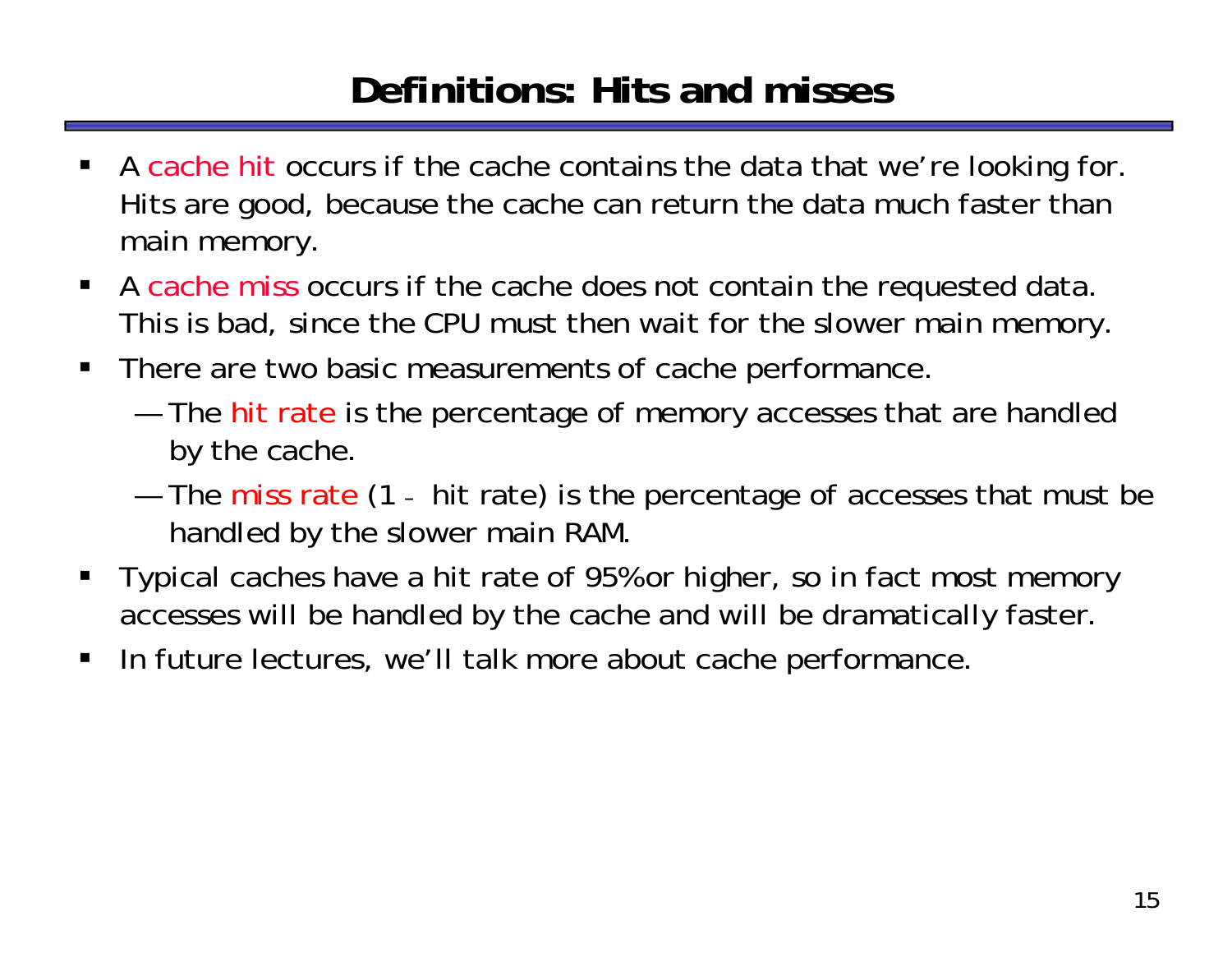# Definitions: Hits and misses

- A cache hit occurs if the cache contains the data that we're looking for. Hits are good, because the cache can return the data much faster than main memory.
- A cache miss occurs if the cache does not contain the requested data. This is bad, since the CPU must then wait for the slower main memory.
- There are two basic measurements of cache performance.
  - The hit rate is the percentage of memory accesses that are handled by the cache.
  - The miss rate (1 - hit rate) is the percentage of accesses that must be handled by the slower main RAM.
- Typical caches have a hit rate of 95% or higher, so in fact most memory accesses will be handled by the cache and will be dramatically faster.
- In future lectures, we'll talk more about cache performance.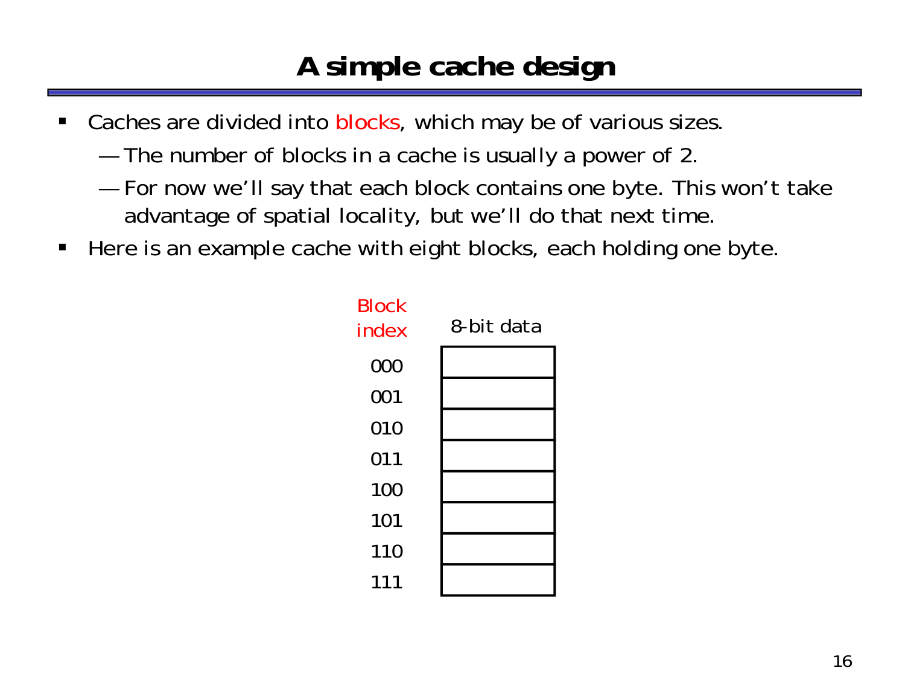# A simple cache design

- Caches are divided into blocks, which may be of various sizes.
  - The number of blocks in a cache is usually a power of 2.
  - For now we'll say that each block contains one byte. This won't take advantage of spatial locality, but we'll do that next time.
- Here is an example cache with eight blocks, each holding one byte.

| Block index | 8-bit data |
|---|---|
| 000 | |
| 001 | |
| 010 | |
| 011 | |
| 100 | |
| 101 | |
| 110 | |
| 111 | |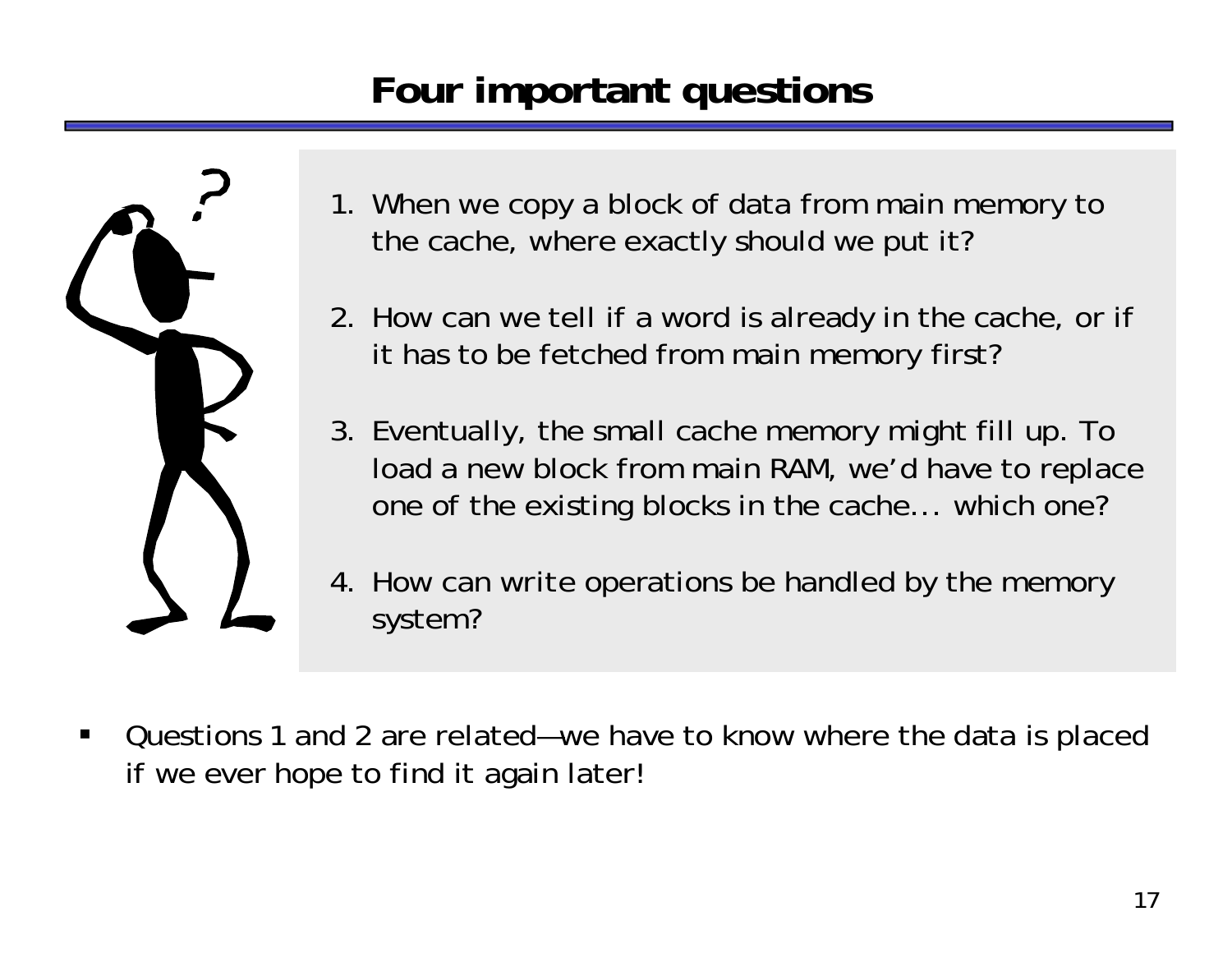# Four important questions

1. When we copy a block of data from main memory to the cache, where exactly should we put it?

2. How can we tell if a word is already in the cache, or if it has to be fetched from main memory first?

3. Eventually, the small cache memory might fill up. To load a new block from main RAM, we'd have to replace one of the existing blocks in the cache... which one?

4. How can write operations be handled by the memory system?

- Questions 1 and 2 are related—we have to know where the data is placed if we ever hope to find it again later!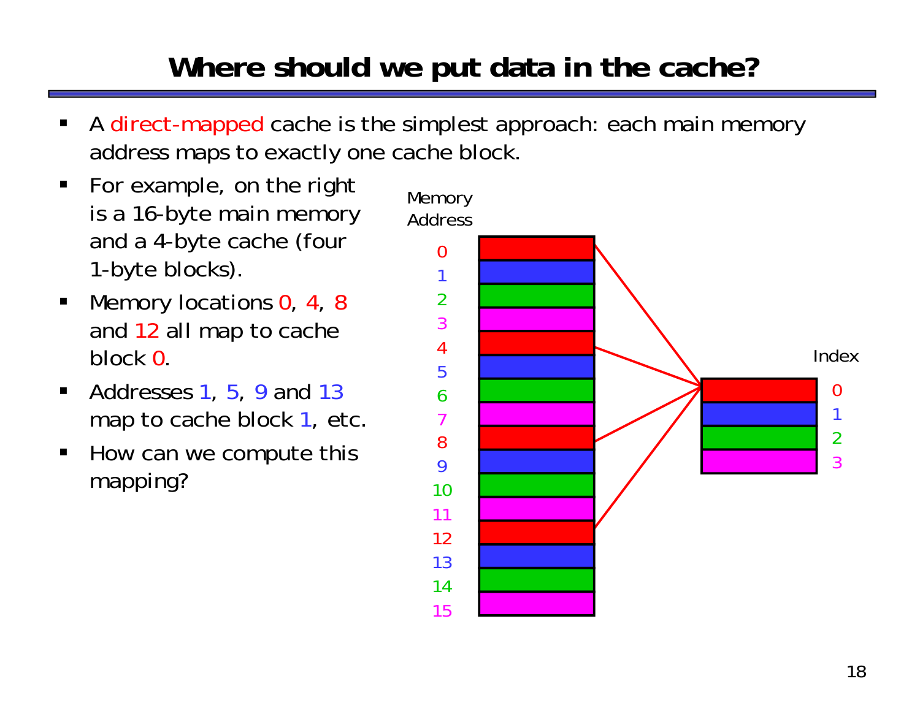# Where should we put data in the cache?

- A direct-mapped cache is the simplest approach: each main memory address maps to exactly one cache block.
- For example, on the right is a 16-byte main memory and a 4-byte cache (four 1-byte blocks).
- Memory locations 0, 4, 8 and 12 all map to cache block 0.
- Addresses 1, 5, 9 and 13 map to cache block 1, etc.
- How can we compute this mapping?

Memory Address

0
1
2
3
4
5
6
7
8
9
10
11
12
13
14
15

Index

0
1
2
3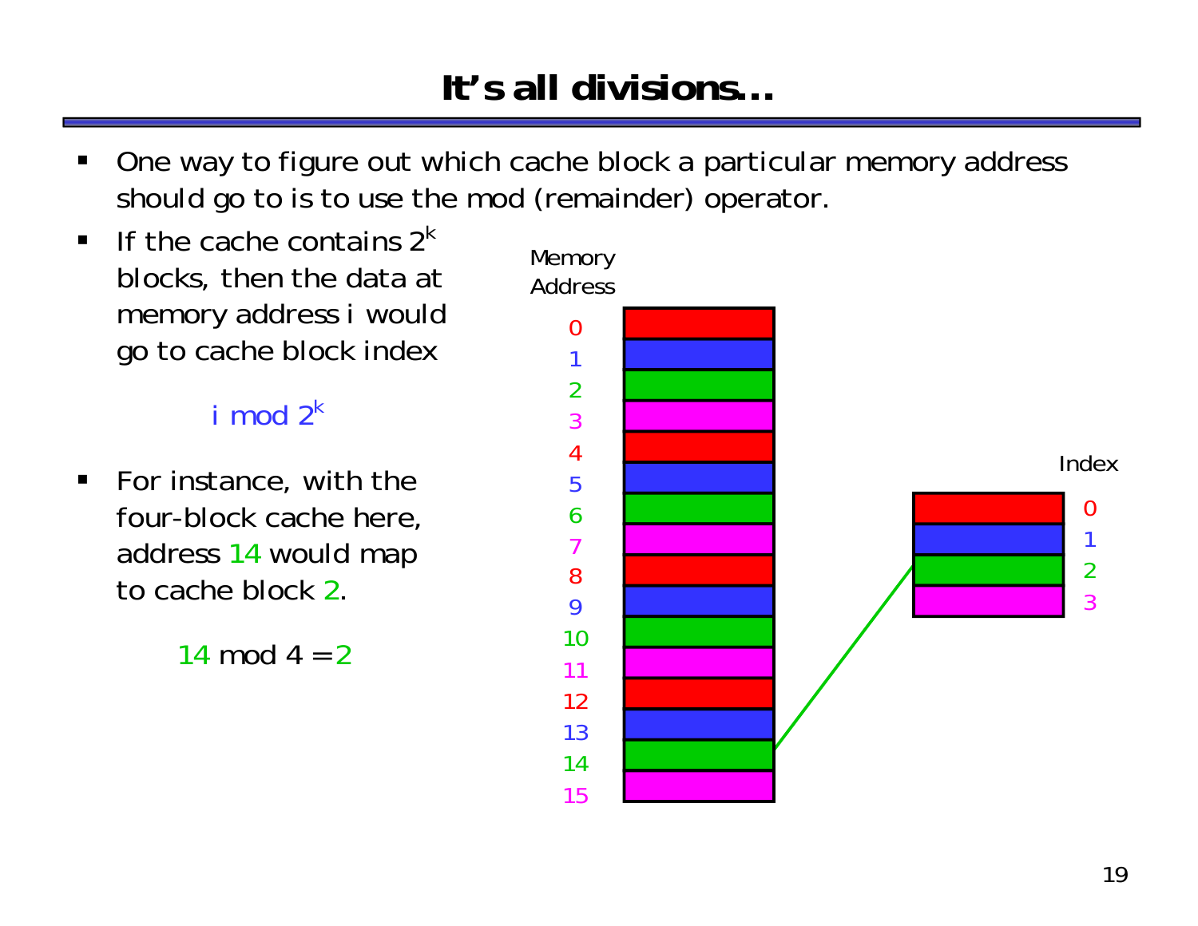# It's all divisions…

- One way to figure out which cache block a particular memory address should go to is to use the mod (remainder) operator.
- If the cache contains $2^k$ blocks, then the data at memory address i would go to cache block index

  $$i \bmod 2^k$$

- For instance, with the four-block cache here, address 14 would map to cache block 2.

  $$14 \bmod 4 = 2$$

Memory Address

0, 1, 2, 3, 4, 5, 6, 7, 8, 9, 10, 11, 12, 13, 14, 15

Index

0, 1, 2, 3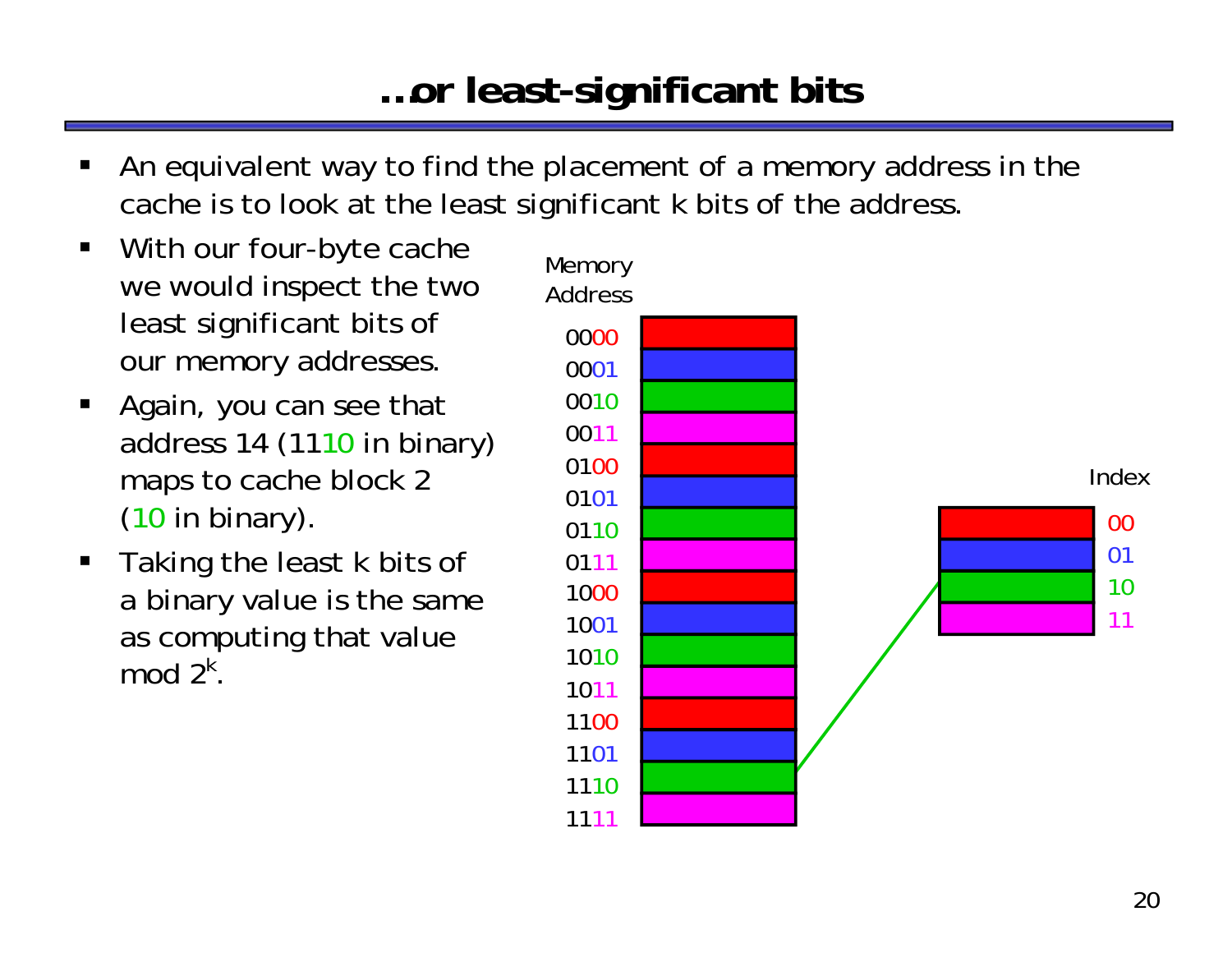# …or least-significant bits

- An equivalent way to find the placement of a memory address in the cache is to look at the least significant k bits of the address.
- With our four-byte cache we would inspect the two least significant bits of our memory addresses.
- Again, you can see that address 14 (1110 in binary) maps to cache block 2 (10 in binary).
- Taking the least k bits of a binary value is the same as computing that value mod $2^k$.

Memory Address

0000
0001
0010
0011
0100
0101
0110
0111
1000
1001
1010
1011
1100
1101
1110
1111

Index

00
01
10
11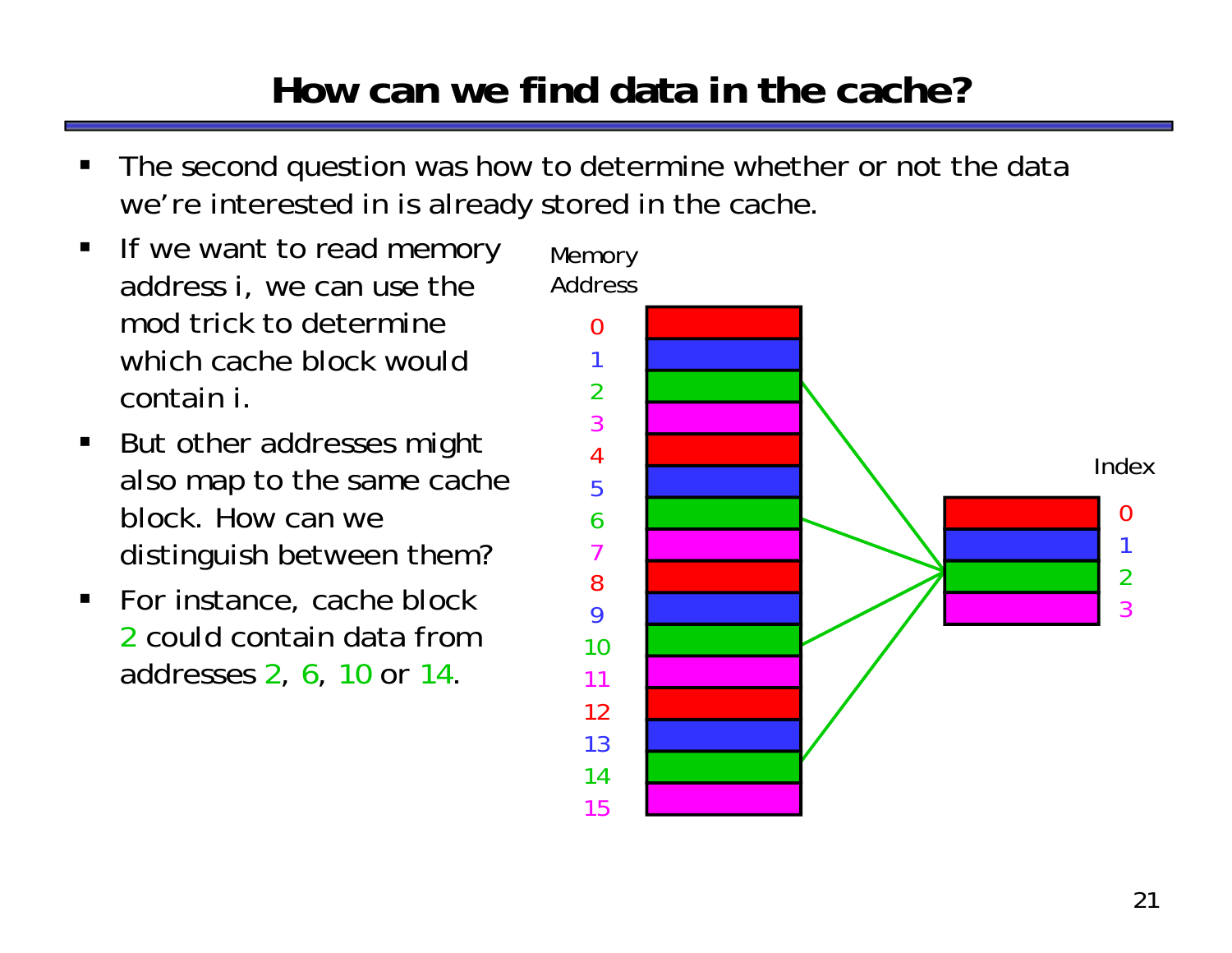# How can we find data in the cache?

- The second question was how to determine whether or not the data we're interested in is already stored in the cache.
- If we want to read memory address i, we can use the mod trick to determine which cache block would contain i.
- But other addresses might also map to the same cache block. How can we distinguish between them?
- For instance, cache block 2 could contain data from addresses 2, 6, 10 or 14.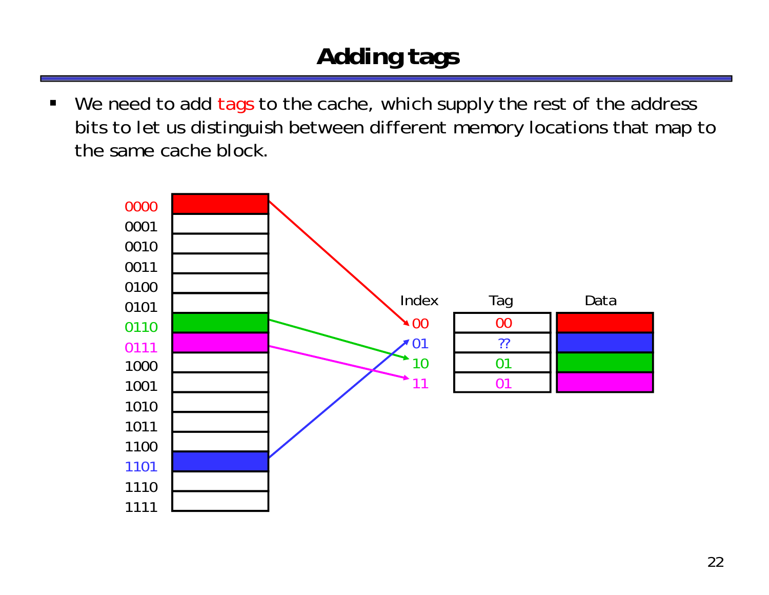# Adding tags

- We need to add tags to the cache, which supply the rest of the address bits to let us distinguish between different memory locations that map to the same cache block.

| Index | Tag | Data |
| --- | --- | --- |
| 00 | 00 | |
| 01 | ?? | |
| 10 | 01 | |
| 11 | 01 | |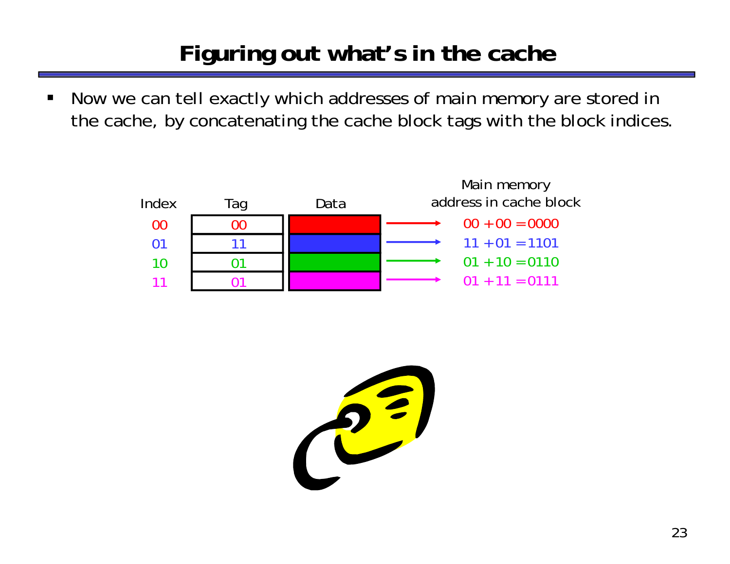# Figuring out what's in the cache

- Now we can tell exactly which addresses of main memory are stored in the cache, by concatenating the cache block tags with the block indices.

| Index | Tag | Data | Main memory address in cache block |
|---|---|---|---|
| 00 | 00 | | 00 + 00 = 0000 |
| 01 | 11 | | 11 + 01 = 1101 |
| 10 | 01 | | 01 + 10 = 0110 |
| 11 | 01 | | 01 + 11 = 0111 |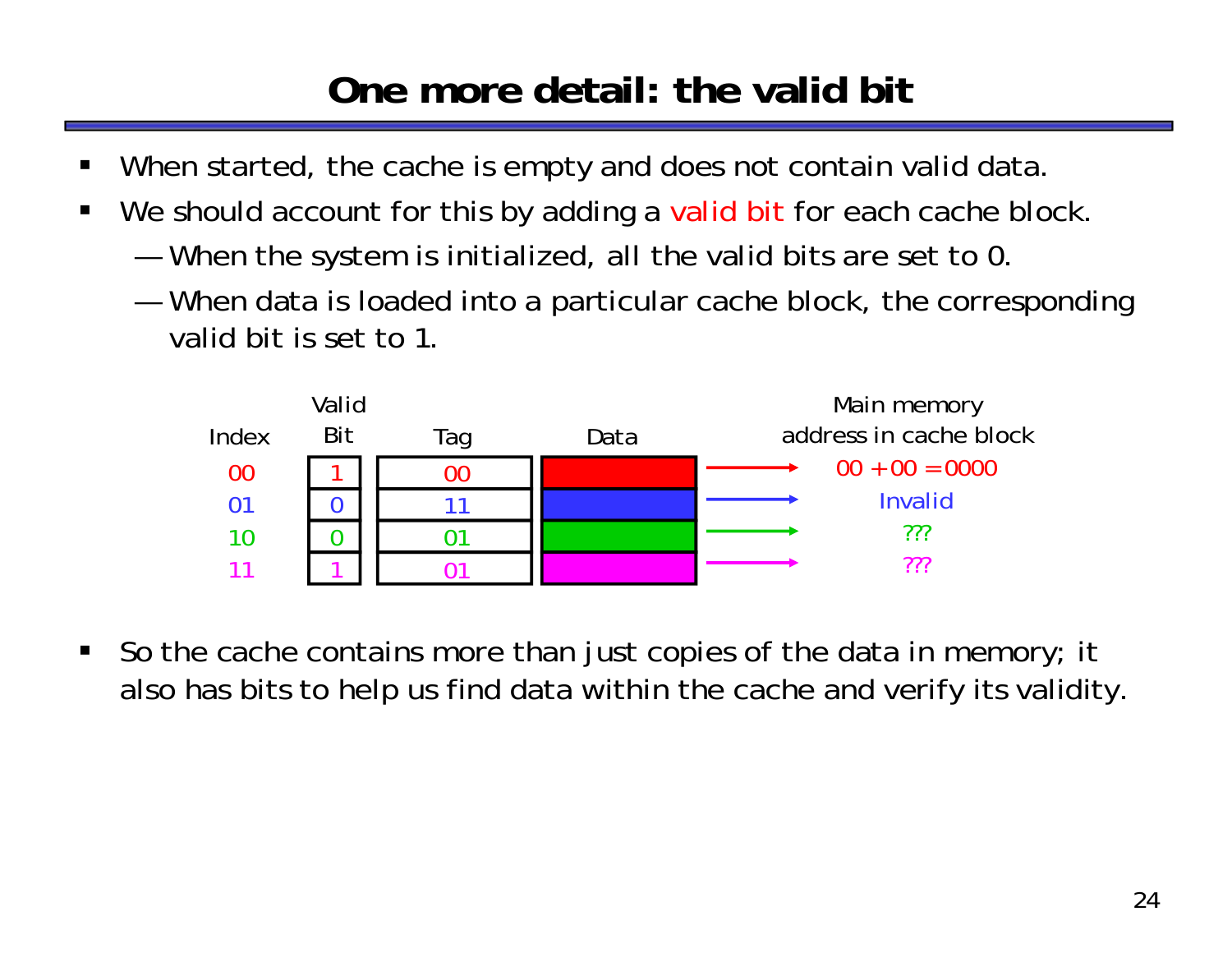# One more detail: the valid bit

- When started, the cache is empty and does not contain valid data.
- We should account for this by adding a valid bit for each cache block.
  - When the system is initialized, all the valid bits are set to 0.
  - When data is loaded into a particular cache block, the corresponding valid bit is set to 1.

| Index | Valid Bit | Tag | Data | Main memory address in cache block |
|---|---|---|---|---|
| 00 | 1 | 00 | | 00 + 00 = 0000 |
| 01 | 0 | 11 | | Invalid |
| 10 | 0 | 01 | | ??? |
| 11 | 1 | 01 | | ??? |

- So the cache contains more than just copies of the data in memory; it also has bits to help us find data within the cache and verify its validity.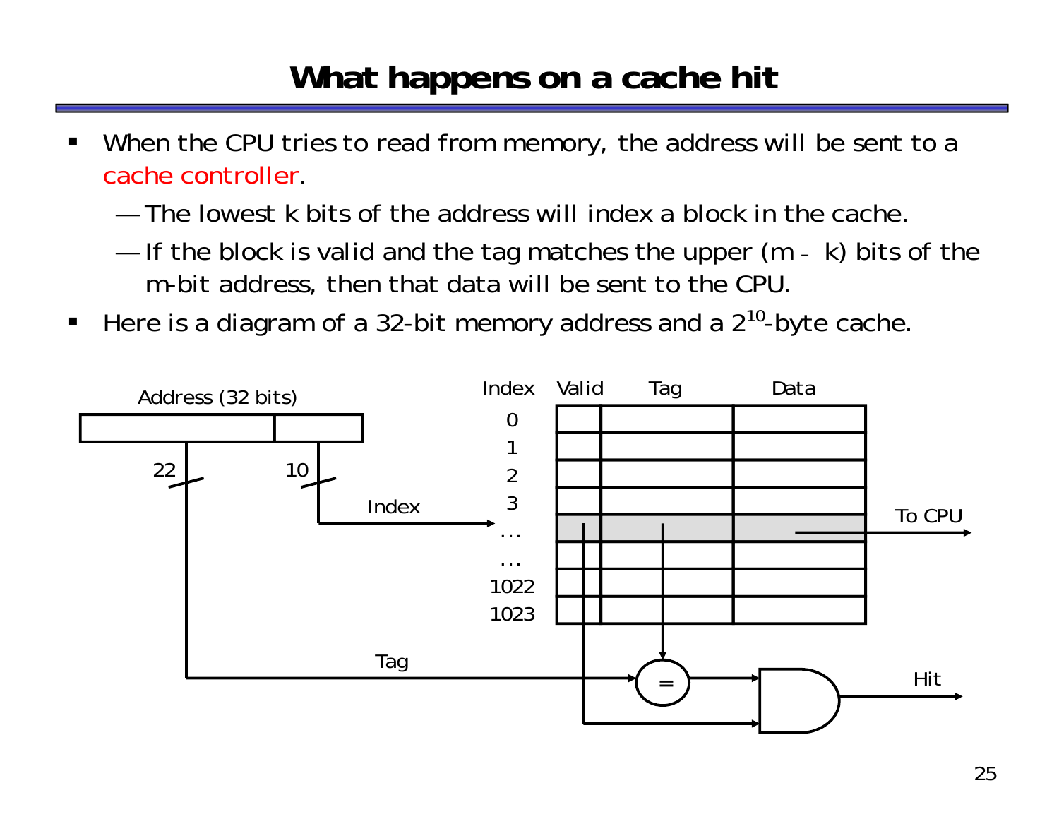# What happens on a cache hit

- When the CPU tries to read from memory, the address will be sent to a cache controller.
  - — The lowest k bits of the address will index a block in the cache.
  - — If the block is valid and the tag matches the upper (m - k) bits of the m-bit address, then that data will be sent to the CPU.
- Here is a diagram of a 32-bit memory address and a $2^{10}$-byte cache.

Address (32 bits)

22 10

Index

Tag

| Index | Valid | Tag | Data |
|---|---|---|---|
| 0 | | | |
| 1 | | | |
| 2 | | | |
| 3 | | | |
| ... | | | |
| ... | | | |
| 1022 | | | |
| 1023 | | | |

To CPU

=

Hit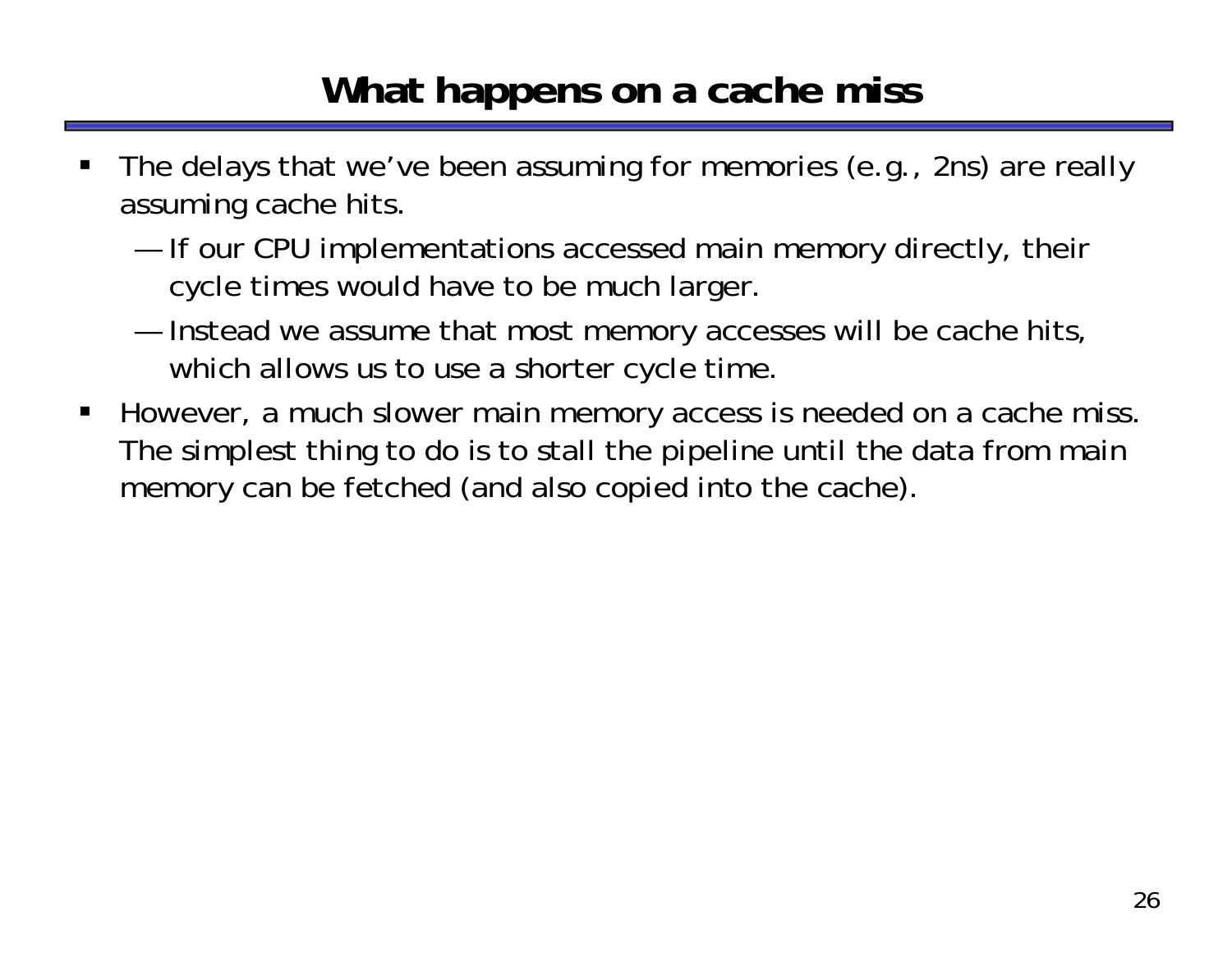# What happens on a cache miss

- The delays that we've been assuming for memories (e.g., 2ns) are really assuming cache hits.
  - If our CPU implementations accessed main memory directly, their cycle times would have to be much larger.
  - Instead we assume that most memory accesses will be cache hits, which allows us to use a shorter cycle time.
- However, a much slower main memory access is needed on a cache miss. The simplest thing to do is to stall the pipeline until the data from main memory can be fetched (and also copied into the cache).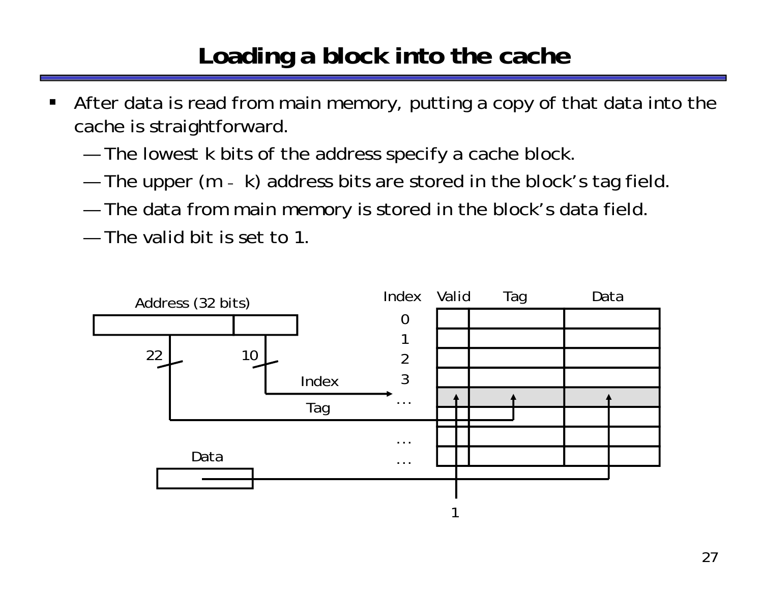# Loading a block into the cache

- After data is read from main memory, putting a copy of that data into the cache is straightforward.
  - — The lowest k bits of the address specify a cache block.
  - — The upper (m - k) address bits are stored in the block's tag field.
  - — The data from main memory is stored in the block's data field.
  - — The valid bit is set to 1.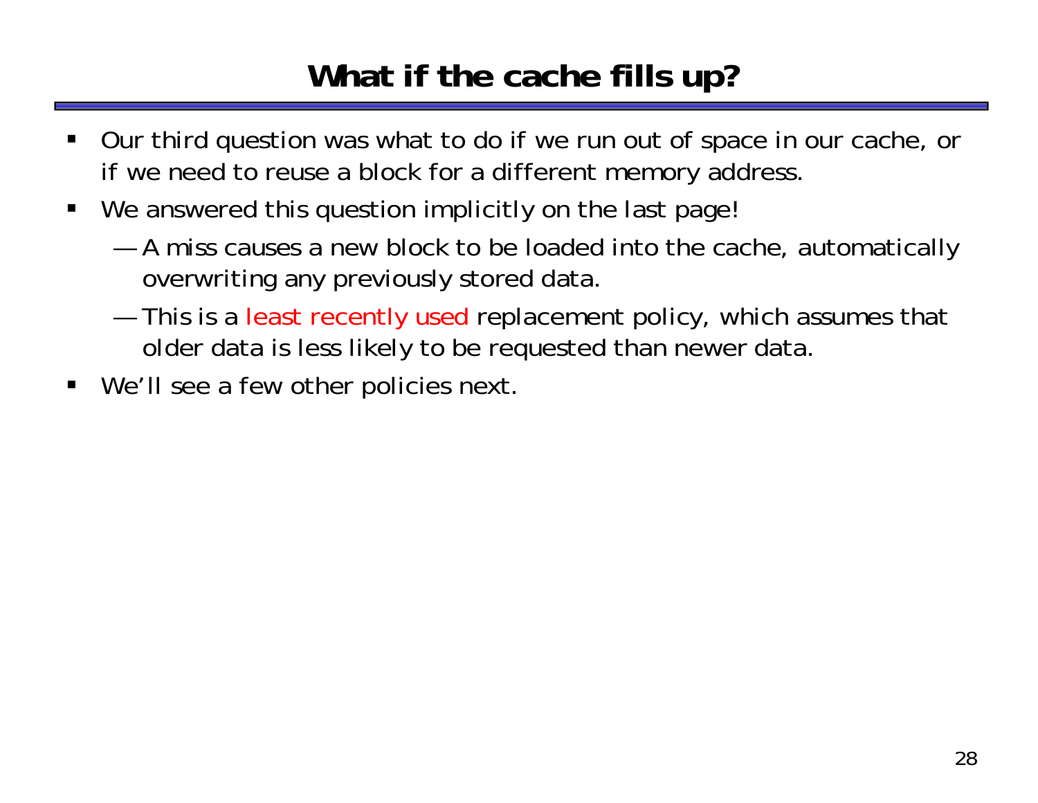# What if the cache fills up?

- Our third question was what to do if we run out of space in our cache, or if we need to reuse a block for a different memory address.
- We answered this question implicitly on the last page!
  - A miss causes a new block to be loaded into the cache, automatically overwriting any previously stored data.
  - This is a least recently used replacement policy, which assumes that older data is less likely to be requested than newer data.
- We'll see a few other policies next.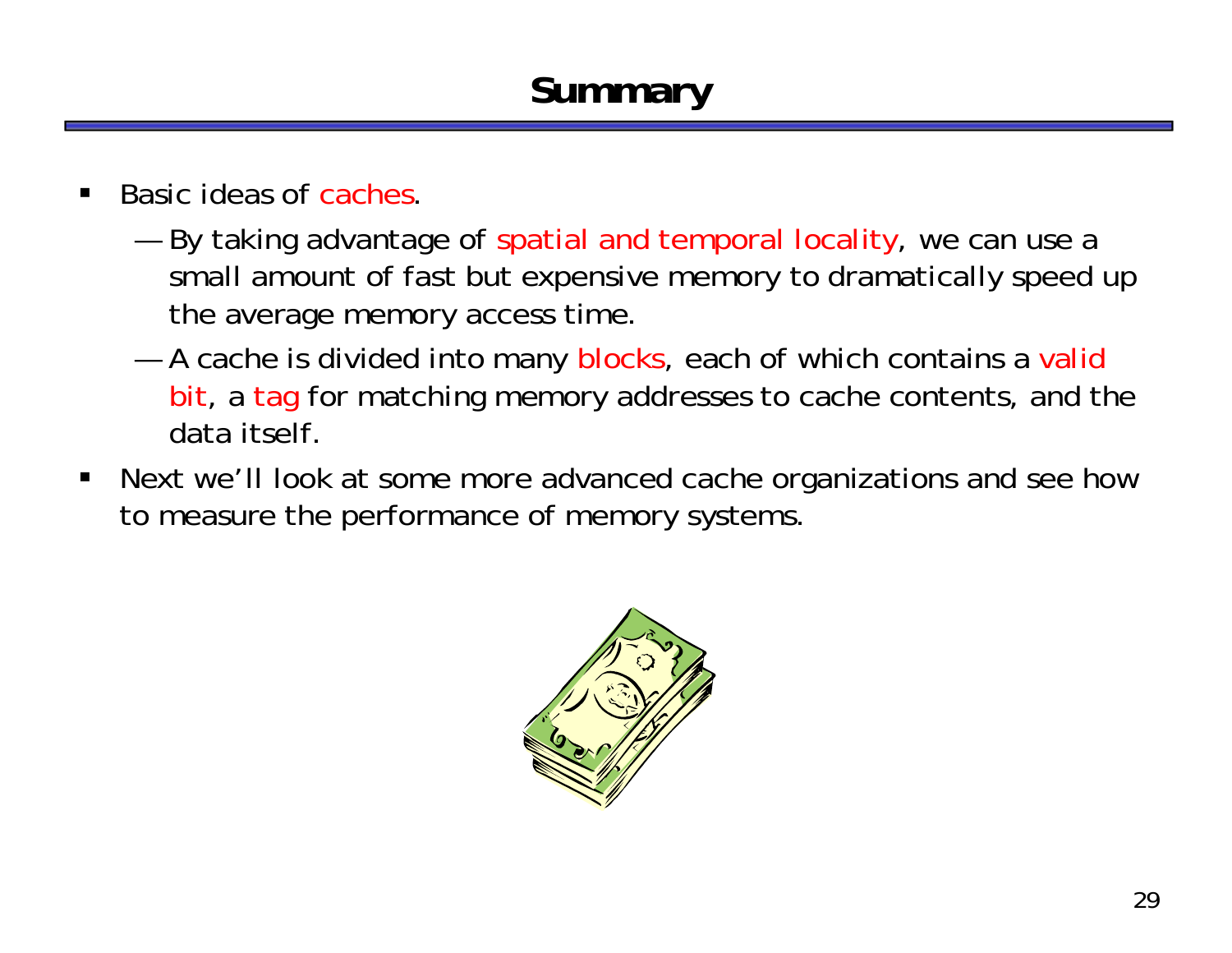# Summary

- Basic ideas of caches.
  - By taking advantage of spatial and temporal locality, we can use a small amount of fast but expensive memory to dramatically speed up the average memory access time.
  - A cache is divided into many blocks, each of which contains a valid bit, a tag for matching memory addresses to cache contents, and the data itself.
- Next we'll look at some more advanced cache organizations and see how to measure the performance of memory systems.